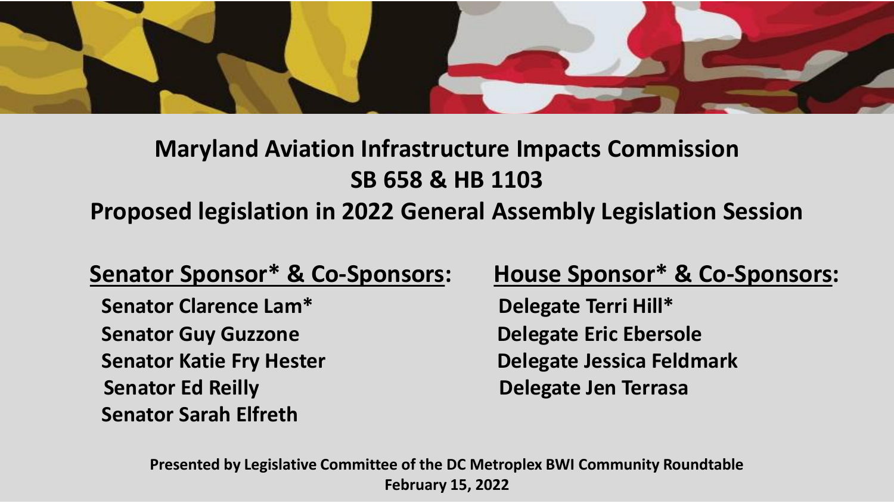# Maryland Aviation Infrastructure Impacts Commission

## SB 658 & HB 1103

## Proposed legislation in 2022 General Assembly Legislation Session

**Senator Sponsor* & Co-Sponsors:**

**Senator Clarence Lam***

**Senator Guy Guzzone**

**Senator Katie Fry Hester**

**Senator Ed Reilly**

**Senator Sarah Elfreth**

**House Sponsor* & Co-Sponsors:**

**Delegate Terri Hill***

**Delegate Eric Ebersole**

**Delegate Jessica Feldmark**

**Delegate Jen Terrasa**

**Presented by Legislative Committee of the DC Metroplex BWI Community Roundtable**

**February 15, 2022**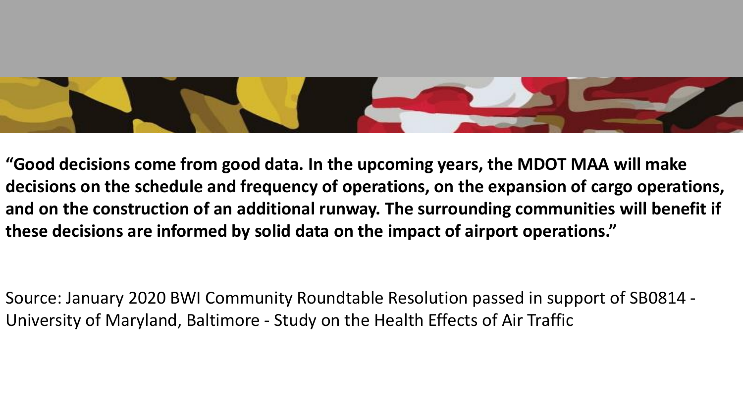**“Good decisions come from good data. In the upcoming years, the MDOT MAA will make decisions on the schedule and frequency of operations, on the expansion of cargo operations, and on the construction of an additional runway. The surrounding communities will benefit if these decisions are informed by solid data on the impact of airport operations.”**

Source: January 2020 BWI Community Roundtable Resolution passed in support of SB0814 - University of Maryland, Baltimore - Study on the Health Effects of Air Traffic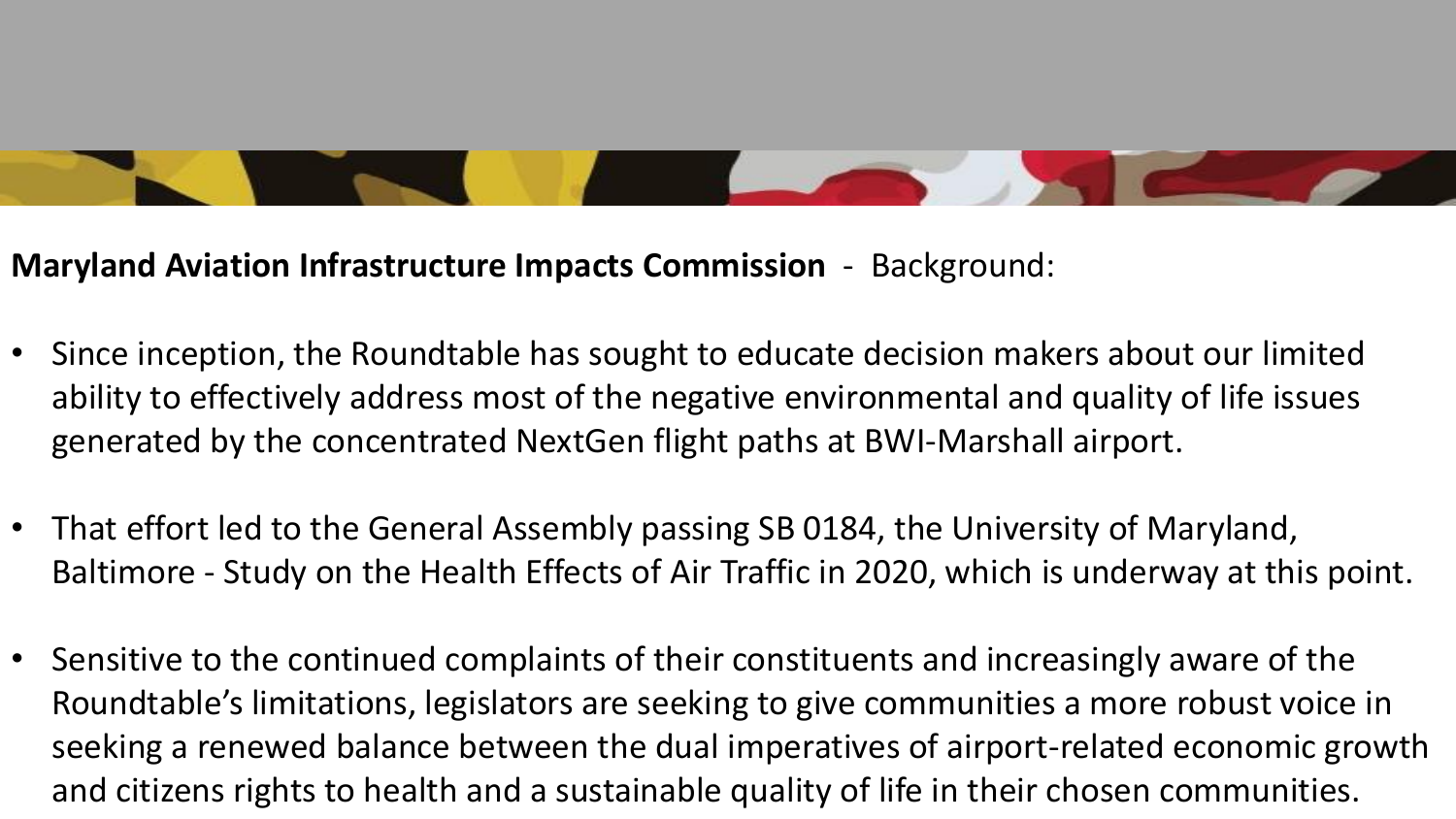**Maryland Aviation Infrastructure Impacts Commission** - Background:

- Since inception, the Roundtable has sought to educate decision makers about our limited ability to effectively address most of the negative environmental and quality of life issues generated by the concentrated NextGen flight paths at BWI-Marshall airport.
- That effort led to the General Assembly passing SB 0184, the University of Maryland, Baltimore - Study on the Health Effects of Air Traffic in 2020, which is underway at this point.
- Sensitive to the continued complaints of their constituents and increasingly aware of the Roundtable's limitations, legislators are seeking to give communities a more robust voice in seeking a renewed balance between the dual imperatives of airport-related economic growth and citizens rights to health and a sustainable quality of life in their chosen communities.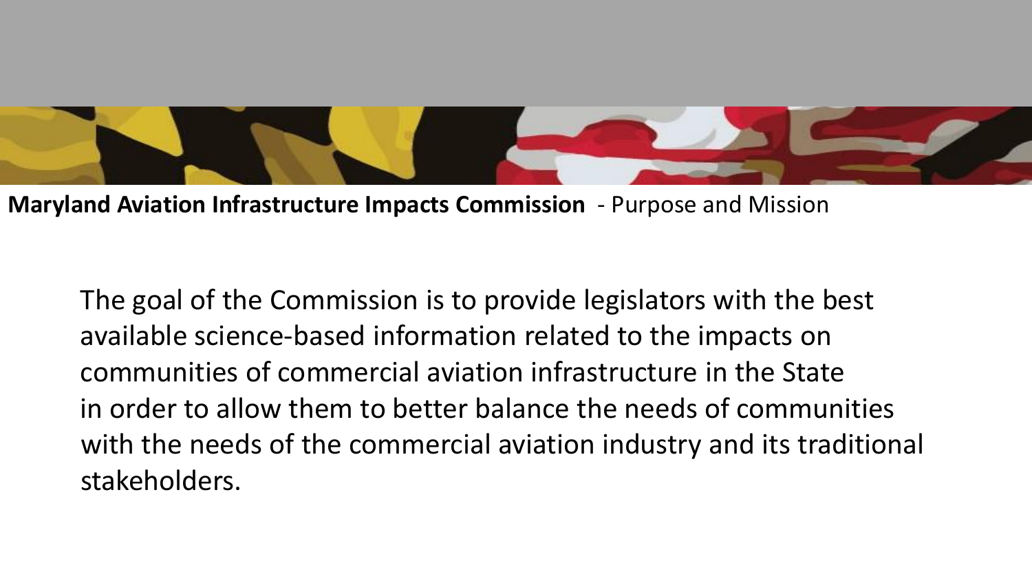**Maryland Aviation Infrastructure Impacts Commission** - Purpose and Mission

The goal of the Commission is to provide legislators with the best available science-based information related to the impacts on communities of commercial aviation infrastructure in the State in order to allow them to better balance the needs of communities with the needs of the commercial aviation industry and its traditional stakeholders.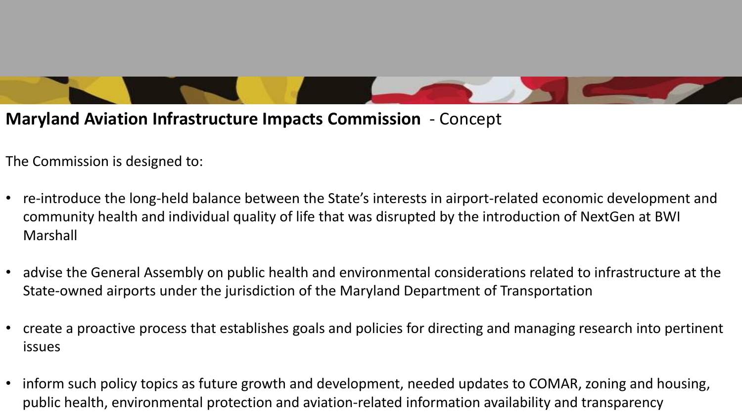## **Maryland Aviation Infrastructure Impacts Commission** - Concept

The Commission is designed to:

- re-introduce the long-held balance between the State's interests in airport-related economic development and community health and individual quality of life that was disrupted by the introduction of NextGen at BWI Marshall
- advise the General Assembly on public health and environmental considerations related to infrastructure at the State-owned airports under the jurisdiction of the Maryland Department of Transportation
- create a proactive process that establishes goals and policies for directing and managing research into pertinent issues
- inform such policy topics as future growth and development, needed updates to COMAR, zoning and housing, public health, environmental protection and aviation-related information availability and transparency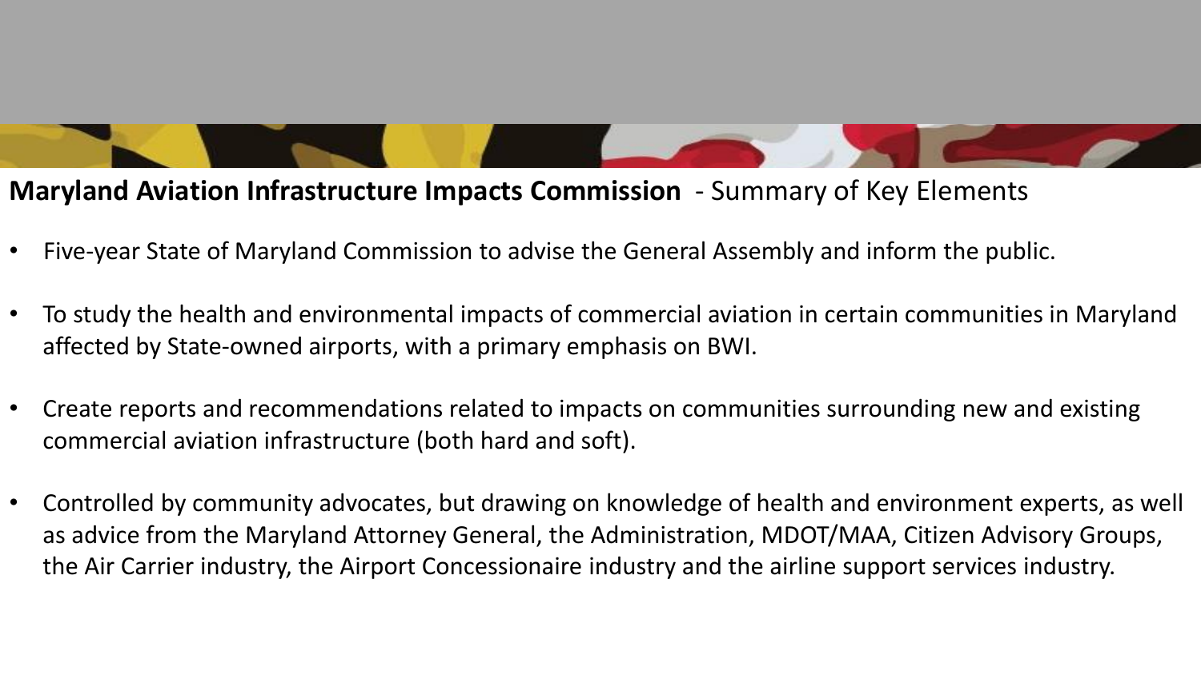## **Maryland Aviation Infrastructure Impacts Commission** - Summary of Key Elements

- Five-year State of Maryland Commission to advise the General Assembly and inform the public.
- To study the health and environmental impacts of commercial aviation in certain communities in Maryland affected by State-owned airports, with a primary emphasis on BWI.
- Create reports and recommendations related to impacts on communities surrounding new and existing commercial aviation infrastructure (both hard and soft).
- Controlled by community advocates, but drawing on knowledge of health and environment experts, as well as advice from the Maryland Attorney General, the Administration, MDOT/MAA, Citizen Advisory Groups, the Air Carrier industry, the Airport Concessionaire industry and the airline support services industry.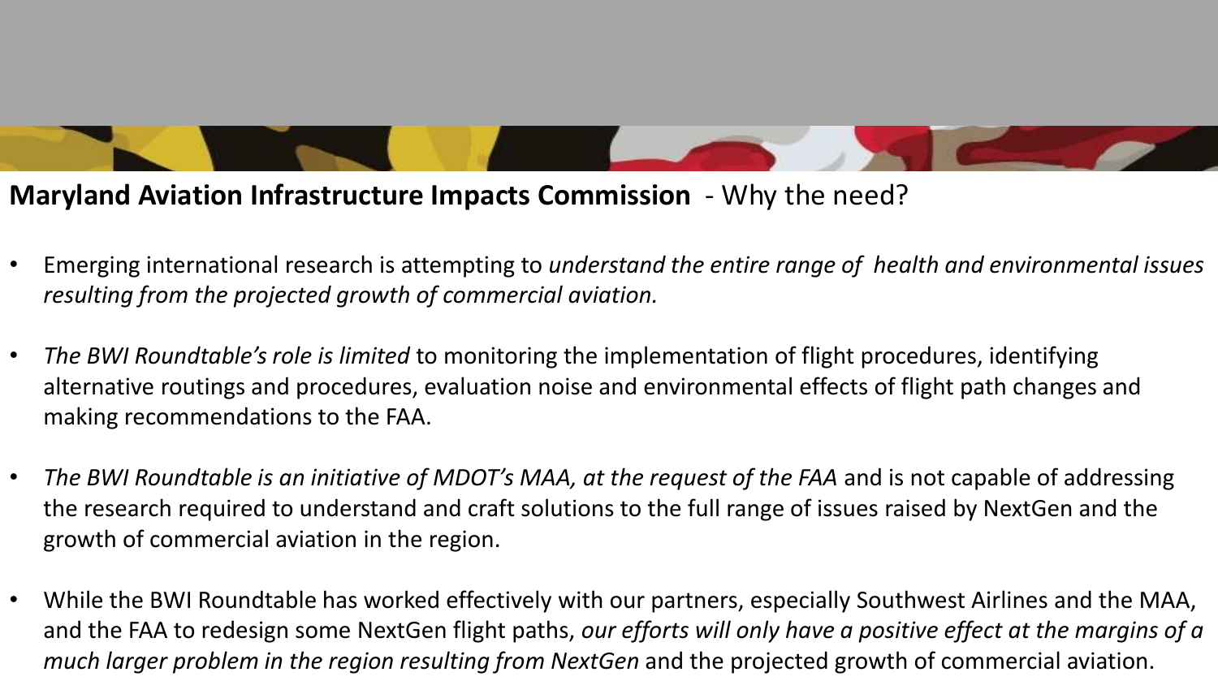## **Maryland Aviation Infrastructure Impacts Commission** - Why the need?

- Emerging international research is attempting to *understand the entire range of health and environmental issues resulting from the projected growth of commercial aviation.*
- *The BWI Roundtable's role is limited* to monitoring the implementation of flight procedures, identifying alternative routings and procedures, evaluation noise and environmental effects of flight path changes and making recommendations to the FAA.
- *The BWI Roundtable is an initiative of MDOT's MAA, at the request of the FAA* and is not capable of addressing the research required to understand and craft solutions to the full range of issues raised by NextGen and the growth of commercial aviation in the region.
- While the BWI Roundtable has worked effectively with our partners, especially Southwest Airlines and the MAA, and the FAA to redesign some NextGen flight paths, *our efforts will only have a positive effect at the margins of a much larger problem in the region resulting from NextGen* and the projected growth of commercial aviation.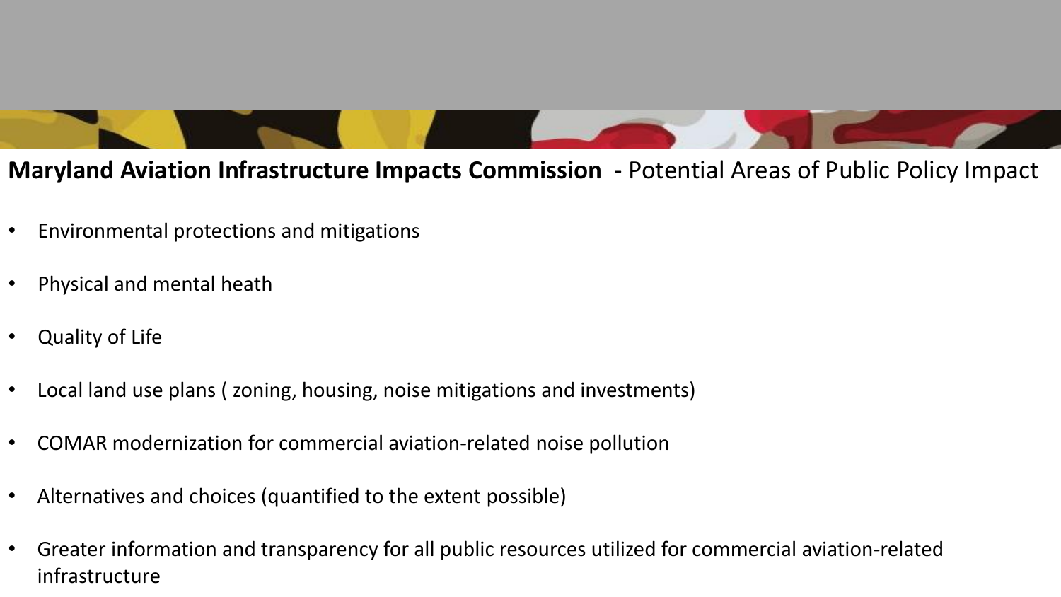## **Maryland Aviation Infrastructure Impacts Commission** - Potential Areas of Public Policy Impact

- Environmental protections and mitigations
- Physical and mental heath
- Quality of Life
- Local land use plans ( zoning, housing, noise mitigations and investments)
- COMAR modernization for commercial aviation-related noise pollution
- Alternatives and choices (quantified to the extent possible)
- Greater information and transparency for all public resources utilized for commercial aviation-related infrastructure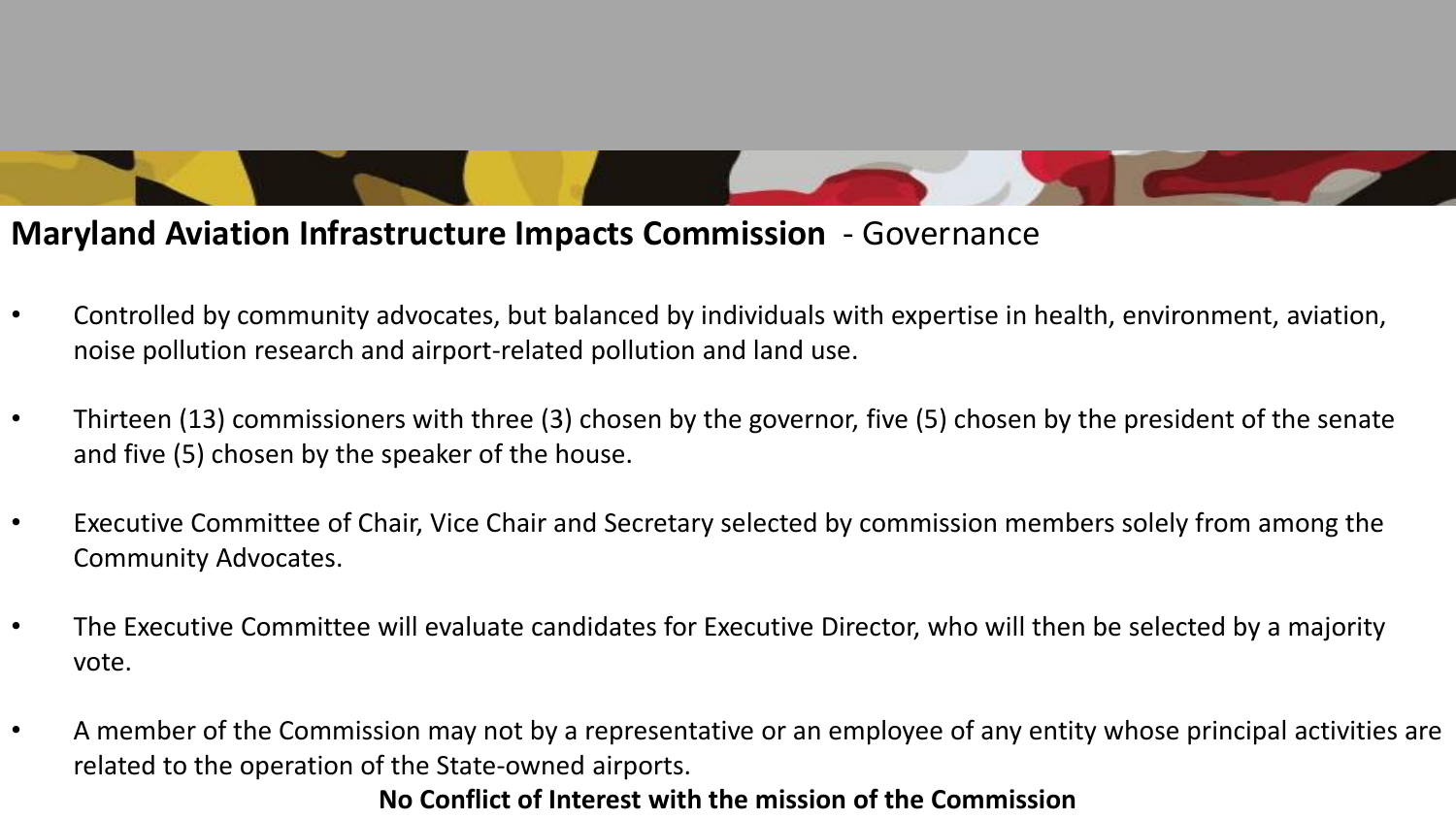## **Maryland Aviation Infrastructure Impacts Commission** - Governance

- Controlled by community advocates, but balanced by individuals with expertise in health, environment, aviation, noise pollution research and airport-related pollution and land use.
- Thirteen (13) commissioners with three (3) chosen by the governor, five (5) chosen by the president of the senate and five (5) chosen by the speaker of the house.
- Executive Committee of Chair, Vice Chair and Secretary selected by commission members solely from among the Community Advocates.
- The Executive Committee will evaluate candidates for Executive Director, who will then be selected by a majority vote.
- A member of the Commission may not by a representative or an employee of any entity whose principal activities are related to the operation of the State-owned airports.

**No Conflict of Interest with the mission of the Commission**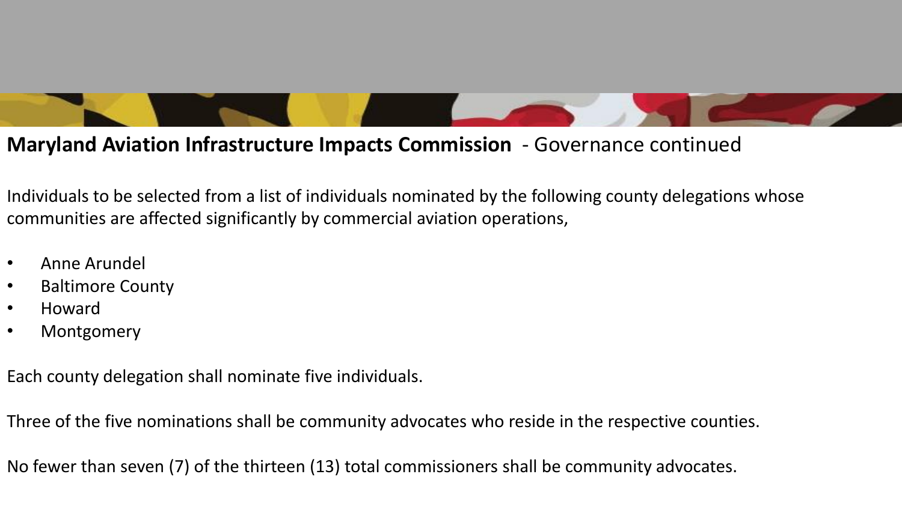## **Maryland Aviation Infrastructure Impacts Commission** - Governance continued

Individuals to be selected from a list of individuals nominated by the following county delegations whose communities are affected significantly by commercial aviation operations,

- Anne Arundel
- Baltimore County
- Howard
- Montgomery

Each county delegation shall nominate five individuals.

Three of the five nominations shall be community advocates who reside in the respective counties.

No fewer than seven (7) of the thirteen (13) total commissioners shall be community advocates.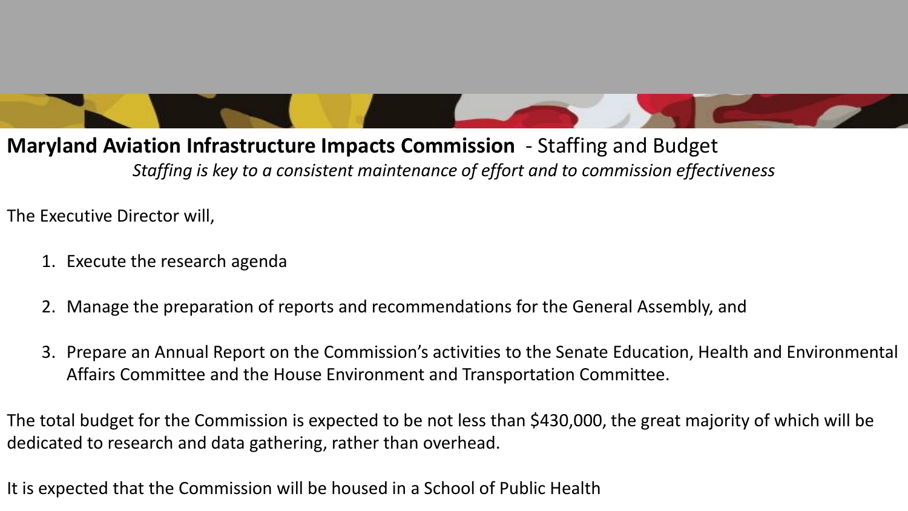## **Maryland Aviation Infrastructure Impacts Commission** - Staffing and Budget

*Staffing is key to a consistent maintenance of effort and to commission effectiveness*

The Executive Director will,

1. Execute the research agenda
2. Manage the preparation of reports and recommendations for the General Assembly, and
3. Prepare an Annual Report on the Commission's activities to the Senate Education, Health and Environmental Affairs Committee and the House Environment and Transportation Committee.

The total budget for the Commission is expected to be not less than $430,000, the great majority of which will be dedicated to research and data gathering, rather than overhead.

It is expected that the Commission will be housed in a School of Public Health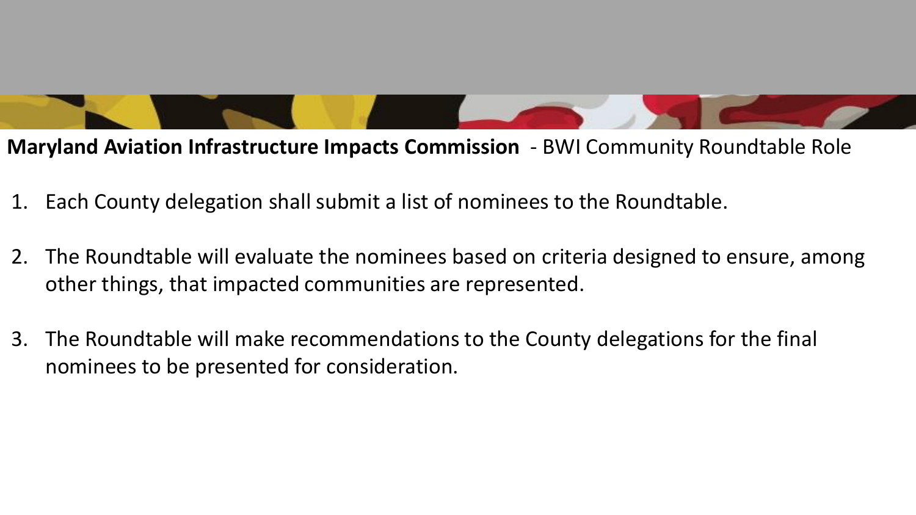**Maryland Aviation Infrastructure Impacts Commission** - BWI Community Roundtable Role

1. Each County delegation shall submit a list of nominees to the Roundtable.

2. The Roundtable will evaluate the nominees based on criteria designed to ensure, among other things, that impacted communities are represented.

3. The Roundtable will make recommendations to the County delegations for the final nominees to be presented for consideration.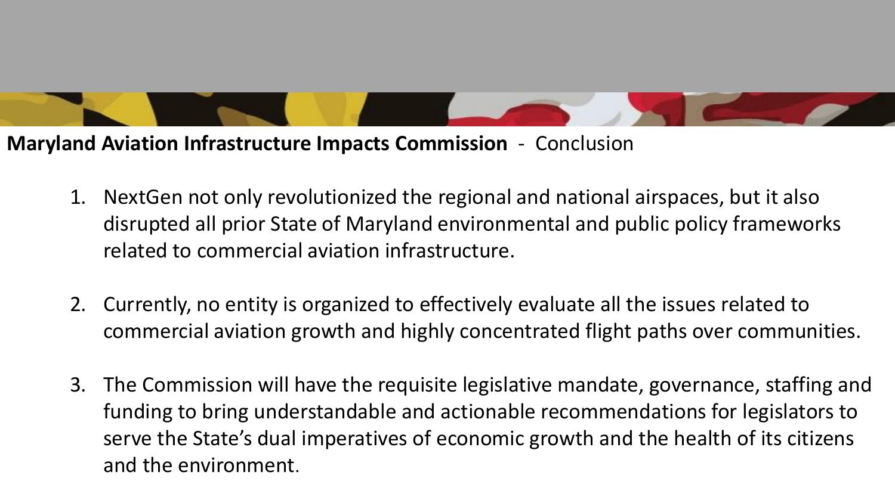**Maryland Aviation Infrastructure Impacts Commission** - Conclusion

1. NextGen not only revolutionized the regional and national airspaces, but it also disrupted all prior State of Maryland environmental and public policy frameworks related to commercial aviation infrastructure.

2. Currently, no entity is organized to effectively evaluate all the issues related to commercial aviation growth and highly concentrated flight paths over communities.

3. The Commission will have the requisite legislative mandate, governance, staffing and funding to bring understandable and actionable recommendations for legislators to serve the State's dual imperatives of economic growth and the health of its citizens and the environment.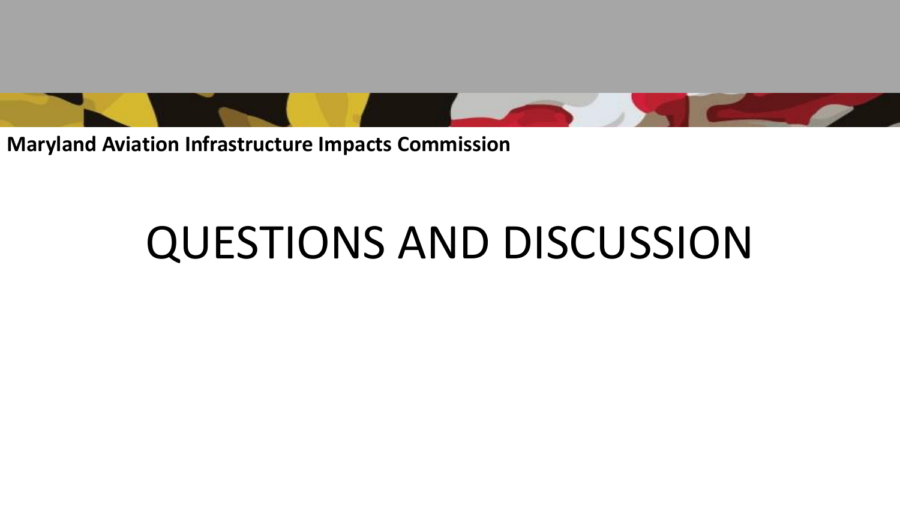**Maryland Aviation Infrastructure Impacts Commission**

# QUESTIONS AND DISCUSSION